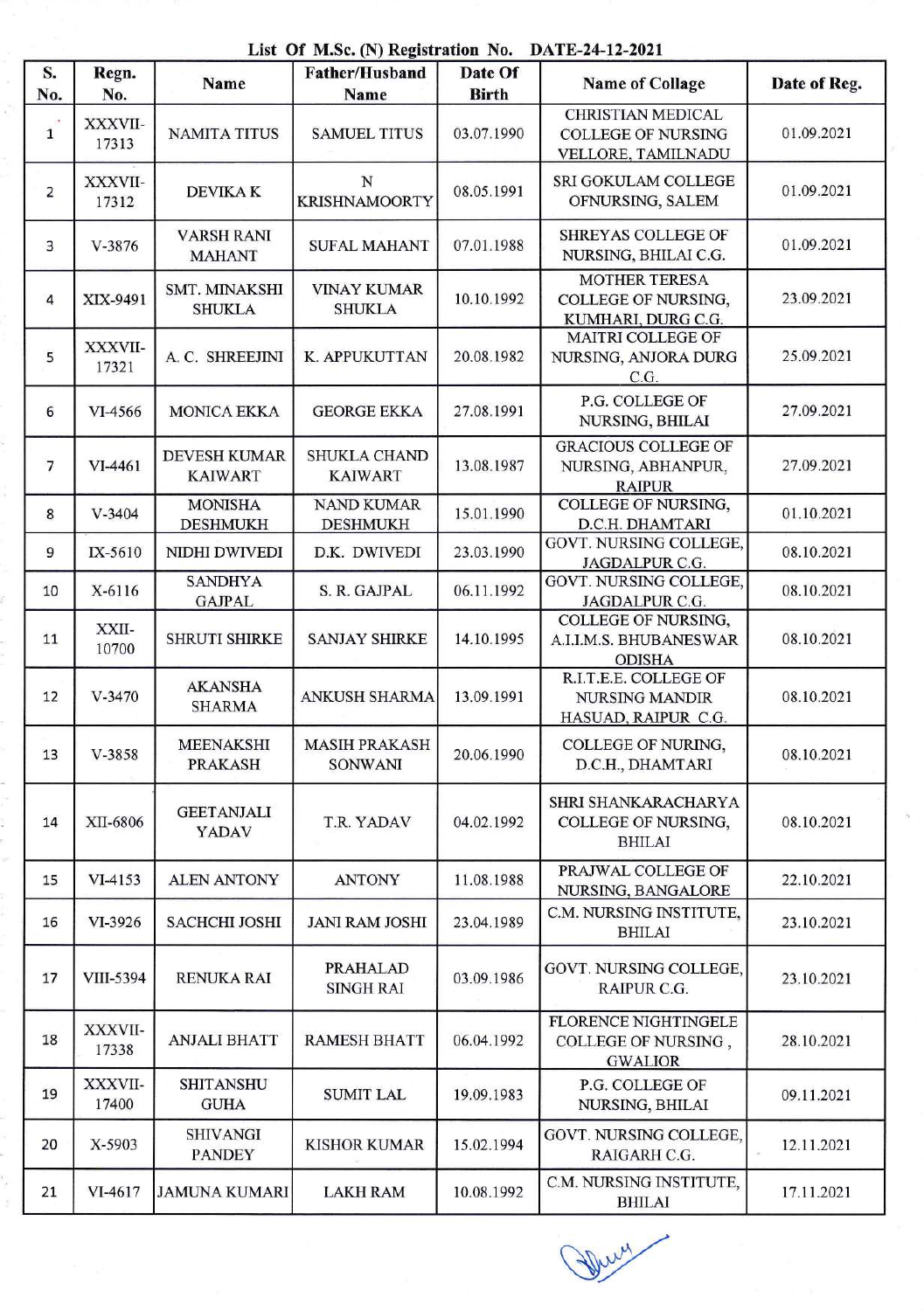**List Of M.Sc. (N) Registration No. DATE-24-12-2021**

| S. No. | Regn. No. | Name | Father/Husband Name | Date Of Birth | Name of Collage | Date of Reg. |
|---|---|---|---|---|---|---|
| 1 | XXXVII-17313 | NAMITA TITUS | SAMUEL TITUS | 03.07.1990 | CHRISTIAN MEDICAL COLLEGE OF NURSING VELLORE, TAMILNADU | 01.09.2021 |
| 2 | XXXVII-17312 | DEVIKA K | N KRISHNAMOORTY | 08.05.1991 | SRI GOKULAM COLLEGE OFNURSING, SALEM | 01.09.2021 |
| 3 | V-3876 | VARSH RANI MAHANT | SUFAL MAHANT | 07.01.1988 | SHREYAS COLLEGE OF NURSING, BHILAI C.G. | 01.09.2021 |
| 4 | XIX-9491 | SMT. MINAKSHI SHUKLA | VINAY KUMAR SHUKLA | 10.10.1992 | MOTHER TERESA COLLEGE OF NURSING, KUMHARI, DURG C.G. | 23.09.2021 |
| 5 | XXXVII-17321 | A. C. SHREEJINI | K. APPUKUTTAN | 20.08.1982 | MAITRI COLLEGE OF NURSING, ANJORA DURG C.G. | 25.09.2021 |
| 6 | VI-4566 | MONICA EKKA | GEORGE EKKA | 27.08.1991 | P.G. COLLEGE OF NURSING, BHILAI | 27.09.2021 |
| 7 | VI-4461 | DEVESH KUMAR KAIWART | SHUKLA CHAND KAIWART | 13.08.1987 | GRACIOUS COLLEGE OF NURSING, ABHANPUR, RAIPUR | 27.09.2021 |
| 8 | V-3404 | MONISHA DESHMUKH | NAND KUMAR DESHMUKH | 15.01.1990 | COLLEGE OF NURSING, D.C.H. DHAMTARI | 01.10.2021 |
| 9 | IX-5610 | NIDHI DWIVEDI | D.K. DWIVEDI | 23.03.1990 | GOVT. NURSING COLLEGE, JAGDALPUR C.G. | 08.10.2021 |
| 10 | X-6116 | SANDHYA GAJPAL | S. R. GAJPAL | 06.11.1992 | GOVT. NURSING COLLEGE, JAGDALPUR C.G. | 08.10.2021 |
| 11 | XXII-10700 | SHRUTI SHIRKE | SANJAY SHIRKE | 14.10.1995 | COLLEGE OF NURSING, A.I.I.M.S. BHUBANESWAR ODISHA | 08.10.2021 |
| 12 | V-3470 | AKANSHA SHARMA | ANKUSH SHARMA | 13.09.1991 | R.I.T.E.E. COLLEGE OF NURSING MANDIR HASUAD, RAIPUR C.G. | 08.10.2021 |
| 13 | V-3858 | MEENAKSHI PRAKASH | MASIH PRAKASH SONWANI | 20.06.1990 | COLLEGE OF NURING, D.C.H., DHAMTARI | 08.10.2021 |
| 14 | XII-6806 | GEETANJALI YADAV | T.R. YADAV | 04.02.1992 | SHRI SHANKARACHARYA COLLEGE OF NURSING, BHILAI | 08.10.2021 |
| 15 | VI-4153 | ALEN ANTONY | ANTONY | 11.08.1988 | PRAJWAL COLLEGE OF NURSING, BANGALORE | 22.10.2021 |
| 16 | VI-3926 | SACHCHI JOSHI | JANI RAM JOSHI | 23.04.1989 | C.M. NURSING INSTITUTE, BHILAI | 23.10.2021 |
| 17 | VIII-5394 | RENUKA RAI | PRAHALAD SINGH RAI | 03.09.1986 | GOVT. NURSING COLLEGE, RAIPUR C.G. | 23.10.2021 |
| 18 | XXXVII-17338 | ANJALI BHATT | RAMESH BHATT | 06.04.1992 | FLORENCE NIGHTINGELE COLLEGE OF NURSING , GWALIOR | 28.10.2021 |
| 19 | XXXVII-17400 | SHITANSHU GUHA | SUMIT LAL | 19.09.1983 | P.G. COLLEGE OF NURSING, BHILAI | 09.11.2021 |
| 20 | X-5903 | SHIVANGI PANDEY | KISHOR KUMAR | 15.02.1994 | GOVT. NURSING COLLEGE, RAIGARH C.G. | 12.11.2021 |
| 21 | VI-4617 | JAMUNA KUMARI | LAKH RAM | 10.08.1992 | C.M. NURSING INSTITUTE, BHILAI | 17.11.2021 |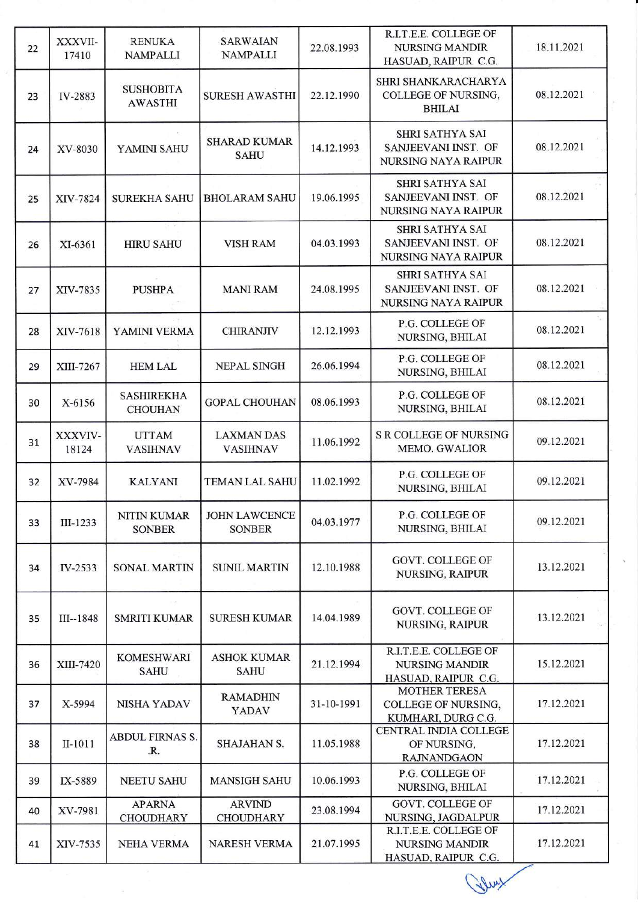| 22 | XXXVII-17410 | RENUKA NAMPALLI | SARWAIAN NAMPALLI | 22.08.1993 | R.I.T.E.E. COLLEGE OF NURSING MANDIR HASUAD, RAIPUR C.G. | 18.11.2021 |
|---|---|---|---|---|---|---|
| 23 | IV-2883 | SUSHOBITA AWASTHI | SURESH AWASTHI | 22.12.1990 | SHRI SHANKARACHARYA COLLEGE OF NURSING, BHILAI | 08.12.2021 |
| 24 | XV-8030 | YAMINI SAHU | SHARAD KUMAR SAHU | 14.12.1993 | SHRI SATHYA SAI SANJEEVANI INST. OF NURSING NAYA RAIPUR | 08.12.2021 |
| 25 | XIV-7824 | SUREKHA SAHU | BHOLARAM SAHU | 19.06.1995 | SHRI SATHYA SAI SANJEEVANI INST. OF NURSING NAYA RAIPUR | 08.12.2021 |
| 26 | XI-6361 | HIRU SAHU | VISH RAM | 04.03.1993 | SHRI SATHYA SAI SANJEEVANI INST. OF NURSING NAYA RAIPUR | 08.12.2021 |
| 27 | XIV-7835 | PUSHPA | MANI RAM | 24.08.1995 | SHRI SATHYA SAI SANJEEVANI INST. OF NURSING NAYA RAIPUR | 08.12.2021 |
| 28 | XIV-7618 | YAMINI VERMA | CHIRANJIV | 12.12.1993 | P.G. COLLEGE OF NURSING, BHILAI | 08.12.2021 |
| 29 | XIII-7267 | HEM LAL | NEPAL SINGH | 26.06.1994 | P.G. COLLEGE OF NURSING, BHILAI | 08.12.2021 |
| 30 | X-6156 | SASHIREKHA CHOUHAN | GOPAL CHOUHAN | 08.06.1993 | P.G. COLLEGE OF NURSING, BHILAI | 08.12.2021 |
| 31 | XXXIV-18124 | UTTAM VASIHNAV | LAXMAN DAS VASIHNAV | 11.06.1992 | S R COLLEGE OF NURSING MEMO. GWALIOR | 09.12.2021 |
| 32 | XV-7984 | KALYANI | TEMAN LAL SAHU | 11.02.1992 | P.G. COLLEGE OF NURSING, BHILAI | 09.12.2021 |
| 33 | III-1233 | NITIN KUMAR SONBER | JOHN LAWCENCE SONBER | 04.03.1977 | P.G. COLLEGE OF NURSING, BHILAI | 09.12.2021 |
| 34 | IV-2533 | SONAL MARTIN | SUNIL MARTIN | 12.10.1988 | GOVT. COLLEGE OF NURSING, RAIPUR | 13.12.2021 |
| 35 | III--1848 | SMRITI KUMAR | SURESH KUMAR | 14.04.1989 | GOVT. COLLEGE OF NURSING, RAIPUR | 13.12.2021 |
| 36 | XIII-7420 | KOMESHWARI SAHU | ASHOK KUMAR SAHU | 21.12.1994 | R.I.T.E.E. COLLEGE OF NURSING MANDIR HASUAD, RAIPUR C.G. | 15.12.2021 |
| 37 | X-5994 | NISHA YADAV | RAMADHIN YADAV | 31-10-1991 | MOTHER TERESA COLLEGE OF NURSING, KUMHARI, DURG C.G. | 17.12.2021 |
| 38 | II-1011 | ABDUL FIRNAS S. .R. | SHAJAHAN S. | 11.05.1988 | CENTRAL INDIA COLLEGE OF NURSING, RAJNANDGAON | 17.12.2021 |
| 39 | IX-5889 | NEETU SAHU | MANSIGH SAHU | 10.06.1993 | P.G. COLLEGE OF NURSING, BHILAI | 17.12.2021 |
| 40 | XV-7981 | APARNA CHOUDHARY | ARVIND CHOUDHARY | 23.08.1994 | GOVT. COLLEGE OF NURSING, JAGDALPUR | 17.12.2021 |
| 41 | XIV-7535 | NEHA VERMA | NARESH VERMA | 21.07.1995 | R.I.T.E.E. COLLEGE OF NURSING MANDIR HASUAD, RAIPUR C.G. | 17.12.2021 |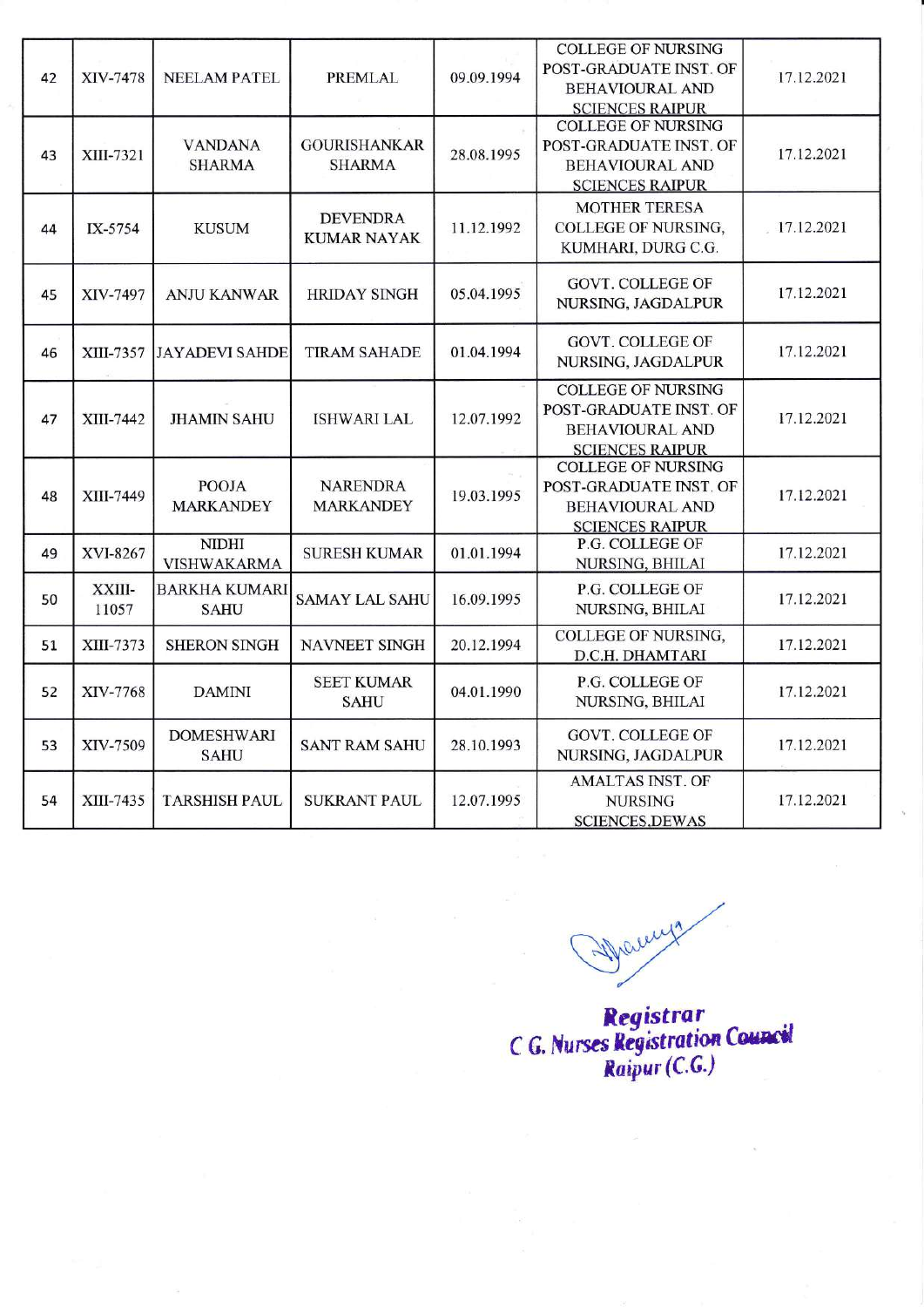| | | | | | | |
|---|---|---|---|---|---|---|
| 42 | XIV-7478 | NEELAM PATEL | PREMLAL | 09.09.1994 | COLLEGE OF NURSING POST-GRADUATE INST. OF BEHAVIOURAL AND SCIENCES RAIPUR | 17.12.2021 |
| 43 | XIII-7321 | VANDANA SHARMA | GOURISHANKAR SHARMA | 28.08.1995 | COLLEGE OF NURSING POST-GRADUATE INST. OF BEHAVIOURAL AND SCIENCES RAIPUR | 17.12.2021 |
| 44 | IX-5754 | KUSUM | DEVENDRA KUMAR NAYAK | 11.12.1992 | MOTHER TERESA COLLEGE OF NURSING, KUMHARI, DURG C.G. | 17.12.2021 |
| 45 | XIV-7497 | ANJU KANWAR | HRIDAY SINGH | 05.04.1995 | GOVT. COLLEGE OF NURSING, JAGDALPUR | 17.12.2021 |
| 46 | XIII-7357 | JAYADEVI SAHDE | TIRAM SAHADE | 01.04.1994 | GOVT. COLLEGE OF NURSING, JAGDALPUR | 17.12.2021 |
| 47 | XIII-7442 | JHAMIN SAHU | ISHWARI LAL | 12.07.1992 | COLLEGE OF NURSING POST-GRADUATE INST. OF BEHAVIOURAL AND SCIENCES RAIPUR | 17.12.2021 |
| 48 | XIII-7449 | POOJA MARKANDEY | NARENDRA MARKANDEY | 19.03.1995 | COLLEGE OF NURSING POST-GRADUATE INST. OF BEHAVIOURAL AND SCIENCES RAIPUR | 17.12.2021 |
| 49 | XVI-8267 | NIDHI VISHWAKARMA | SURESH KUMAR | 01.01.1994 | P.G. COLLEGE OF NURSING, BHILAI | 17.12.2021 |
| 50 | XXIII-11057 | BARKHA KUMARI SAHU | SAMAY LAL SAHU | 16.09.1995 | P.G. COLLEGE OF NURSING, BHILAI | 17.12.2021 |
| 51 | XIII-7373 | SHERON SINGH | NAVNEET SINGH | 20.12.1994 | COLLEGE OF NURSING, D.C.H. DHAMTARI | 17.12.2021 |
| 52 | XIV-7768 | DAMINI | SEET KUMAR SAHU | 04.01.1990 | P.G. COLLEGE OF NURSING, BHILAI | 17.12.2021 |
| 53 | XIV-7509 | DOMESHWARI SAHU | SANT RAM SAHU | 28.10.1993 | GOVT. COLLEGE OF NURSING, JAGDALPUR | 17.12.2021 |
| 54 | XIII-7435 | TARSHISH PAUL | SUKRANT PAUL | 12.07.1995 | AMALTAS INST. OF NURSING SCIENCES,DEWAS | 17.12.2021 |

**Registrar**
**C G. Nurses Registration Council**
**Raipur (C.G.)**